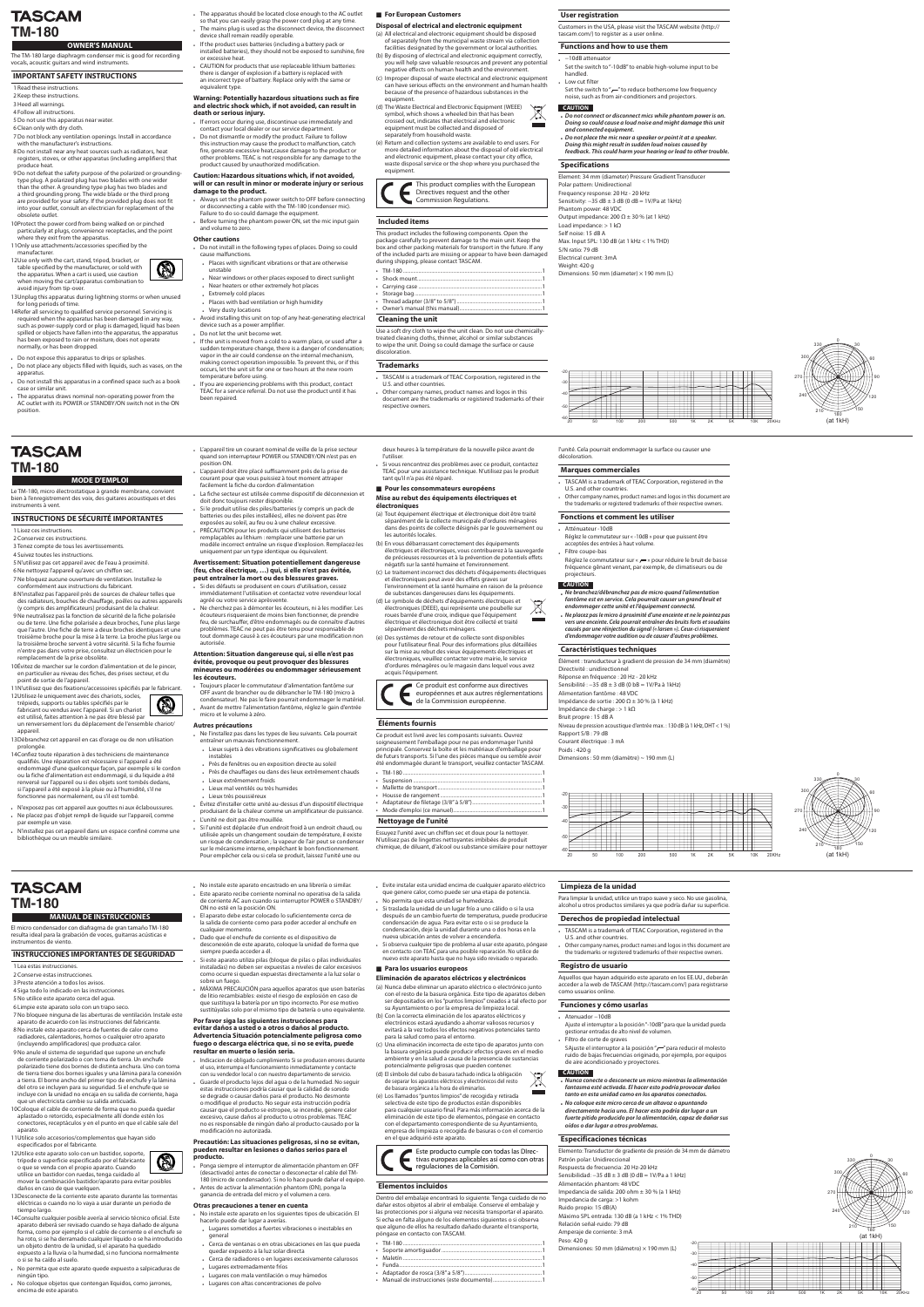# TASCAM

# TM-180

## OWNER'S MANUAL

The TM-180 large diaphragm condenser mic is good for recording vocals, acoustic guitars and wind instruments.

## IMPORTANT SAFETY INSTRUCTIONS

1. Read these instructions.
2. Keep these instructions.
3. Heed all warnings.
4. Follow all instructions.
5. Do not use this apparatus near water.
6. Clean only with dry cloth.
7. Do not block any ventilation openings. Install in accordance with the manufacturer's instructions.
8. Do not install near any heat sources such as radiators, heat registers, stoves, or other apparatus (including amplifiers) that produce heat.
9. Do not defeat the safety purpose of the polarized or grounding-type plug. A polarized plug has two blades with one wider than the other. A grounding type plug has two blades and a third grounding prong. The wide blade or the third prong are provided for your safety. If the provided plug does not fit into your outlet, consult an electrician for replacement of the obsolete outlet.
10. Protect the power cord from being walked on or pinched particularly at plugs, convenience receptacles, and the point where they exit from the apparatus.
11. Only use attachments/accessories specified by the manufacturer.
12. Use only with the cart, stand, tripod, bracket, or table specified by the manufacturer, or sold with the apparatus. When a cart is used, use caution when moving the cart/apparatus combination to avoid injury from tip-over.
13. Unplug this apparatus during lightning storms or when unused for long periods of time.
14. Refer all servicing to qualified service personnel. Servicing is required when the apparatus has been damaged in any way, such as power-supply cord or plug is damaged, liquid has been spilled or objects have fallen into the apparatus, the apparatus has been exposed to rain or moisture, does not operate normally, or has been dropped.

- Do not expose this apparatus to drips or splashes.
- Do not place any objects filled with liquids, such as vases, on the apparatus.
- Do not install this apparatus in a confined space such as a book case or similar unit.
- The apparatus draws nominal non-operating power from the AC outlet with its POWER or STANDBY/ON switch not in the ON position.
- The apparatus should be located close enough to the AC outlet so that you can easily grasp the power cord plug at any time.
- The mains plug is used as the disconnect device, the disconnect device shall remain readily operable.
- If the product uses batteries (including a battery pack or installed batteries), they should not be exposed to sunshine, fire or excessive heat.
- CAUTION for products that use replaceable lithium batteries: there is danger of explosion if a battery is replaced with an incorrect type of battery. Replace only with the same or equivalent type.

### Warning: Potentially hazardous situations such as fire and electric shock which, if not avoided, can result in death or serious injury.

- If errors occur during use, discontinue use immediately and contact your local dealer or our service department.
- Do not dismantle or modify the product. Failure to follow this instruction may cause the product to malfunction, catch fire, generate excessive heat, cause damage to the product or other problems. TEAC is not responsible for any damage to the product caused by unauthorized modification.

### Caution: Hazardous situations which, if not avoided, will or can result in minor or moderate injury or serious damage to the product.

- Always set the phantom power switch to OFF before connecting or disconnecting a cable with the TM-180 (condenser mic). Failure to do so could damage the equipment.
- Before turning the phantom power ON, set the mic input gain and volume to zero.

### Other cautions

- Do not install in the following types of places. Doing so could cause malfunctions.
  - Places with significant vibrations or that are otherwise unstable
  - Near windows or other places exposed to direct sunlight
  - Near heaters or other extremely hot places
  - Extremely cold places
  - Places with bad ventilation or high humidity
  - Very dusty locations
- Avoid installing this unit on top of any heat-generating electrical device such as a power amplifier.
- Do not let the unit become wet.
- If the unit is moved from a cold to a warm place, or used after a sudden temperature change, there is a danger of condensation; vapor in the air could condense on the internal mechanism, making correct operation impossible. To prevent this, or if this occurs, let the unit sit for one or two hours at the new room temperature before using.
- If you are experiencing problems with this product, contact TEAC for a service referral. Do not use the product until it has been repaired.

### For European Customers

**Disposal of electrical and electronic equipment**

(a) All electrical and electronic equipment should be disposed of separately from the municipal waste stream via collection facilities designated by the government or local authorities.
(b) By disposing of electrical and electronic equipment correctly, you will help save valuable resources and prevent any potential negative effects on human health and the environment.
(c) Improper disposal of waste electrical and electronic equipment can have serious effects on the environment and human health because of the presence of hazardous substances in the equipment.
(d) The Waste Electrical and Electronic Equipment (WEEE) symbol, which shows a wheeled bin that has been crossed out, indicates that electrical and electronic equipment must be collected and disposed of separately from household waste.
(e) Return and collection systems are available to end users. For more detailed information about the disposal of old electrical and electronic equipment, please contact your city office, waste disposal service or the shop where you purchased the equipment.

This product complies with the European Directives request and the other Commission Regulations.

## Included items

This product includes the following components. Open the package carefully to prevent damage to the main unit. Keep the box and other packing materials for transport in the future. If any of the included parts are missing or appear to have been damaged during shipping, please contact TASCAM.

- TM-180 .......... 1
- Shock mount .......... 1
- Carrying case .......... 1
- Storage bag .......... 1
- Thread adapter (3/8" to 5/8") .......... 1
- Owner's manual (this manual) .......... 1

## Cleaning the unit

Use a soft dry cloth to wipe the unit clean. Do not use chemically-treated cleaning cloths, thinner, alcohol or similar substances to wipe the unit. Doing so could damage the surface or cause discoloration.

## Trademarks

- TASCAM is a trademark of TEAC Corporation, registered in the U.S. and other countries.
- Other company names, product names and logos in this document are the trademarks or registered trademarks of their respective owners.

## User registration

Customers in the USA, please visit the TASCAM website (http://tascam.com/) to register as a user online.

## Functions and how to use them

- −10dB attenuator
  Set the switch to "-10dB" to enable high-volume input to be handled.
- Low cut filter
  Set the switch to "⌐" to reduce bothersome low frequency noise, such as from air-conditioners and projectors.

**CAUTION**

- ***Do not connect or disconnect mics while phantom power is on. Doing so could cause a loud noise and might damage this unit and connected equipment.***
- ***Do not place the mic near a speaker or point it at a speaker. Doing this might result in sudden loud noises caused by feedback. This could harm your hearing or lead to other trouble.***

## Specifications

Element: 34 mm (diameter) Pressure Gradient Transducer
Polar pattern: Unidirectional
Frequency response: 20 Hz - 20 kHz
Sensitivity: −35 dB ± 3 dB (0 dB = 1V/Pa at 1kHz)
Phantom power: 48 VDC
Output impedance: 200 Ω ± 30 % (at 1 kHz)
Load impedance: > 1 kΩ
Self noise: 15 dB A
Max. Input SPL: 130 dB (at 1 kHz < 1% THD)
S/N ratio: 79 dB
Electrical current: 3mA
Weight: 420 g
Dimensions: 50 mm (diameter) × 190 mm (L)

(at 1kHz)

# TASCAM

# TM-180

## MODE D'EMPLOI

Le TM-180, micro électrostatique à grande membrane, convient bien à l'enregistrement des voix, des guitares acoustiques et des instruments à vent.

## INSTRUCTIONS DE SÉCURITÉ IMPORTANTES

1. Lisez ces instructions.
2. Conservez ces instructions.
3. Tenez compte de tous les avertissements.
4. Suivez toutes les instructions.
5. N'utilisez pas cet appareil avec de l'eau à proximité.
6. Ne nettoyez l'appareil qu'avec un chiffon sec.
7. Ne bloquez aucune ouverture de ventilation. Installez-le conformément aux instructions du fabricant.
8. N'installez pas l'appareil près de sources de chaleur telles que des radiateurs, bouches de chauffage, poêles ou autres appareils (y compris des amplificateurs) produisant de la chaleur.
9. Ne neutralisez pas la fonction de sécurité de la fiche polarisée ou de terre. Une fiche polarisée a deux broches, l'une plus large que l'autre. Une fiche de terre a deux broches identiques et une troisième broche pour la mise à la terre. La broche plus large ou la troisième broche servent à votre sécurité. Si la fiche fournie n'entre pas dans votre prise, consultez un électricien pour le remplacement de la prise obsolète.
10. Évitez de marcher sur le cordon d'alimentation et de le pincer, en particulier au niveau des fiches, des prises secteur, et du point de sortie de l'appareil.
11. N'utilisez que des fixations/accessoires spécifiés par le fabricant.
12. Utilisez-le uniquement avec des chariots, socles, trépieds, supports ou tables spécifiés par le fabricant ou vendus avec l'appareil. Si un chariot est utilisé, faites attention à ne pas être blessé par un renversement lors du déplacement de l'ensemble chariot/appareil.
13. Débranchez cet appareil en cas d'orage ou de non utilisation prolongée.
14. Confiez toute réparation à des techniciens de maintenance qualifiés. Une réparation est nécessaire si l'appareil a été endommagé d'une quelconque façon, par exemple si le cordon ou la fiche d'alimentation est endommagé, si du liquide a été renversé sur l'appareil ou si des objets sont tombés dedans, si l'appareil a été exposé à la pluie ou à l'humidité, s'il ne fonctionne pas normalement, ou s'il est tombé.

- N'exposez pas cet appareil aux gouttes ni aux éclaboussures.
- Ne placez pas d'objet rempli de liquide sur l'appareil, comme par exemple un vase.
- N'installez pas cet appareil dans un espace confiné comme une bibliothèque ou un meuble similaire.
- L'appareil tire un courant nominal de veille de la prise secteur quand son interrupteur POWER ou STANDBY/ON n'est pas en position ON.
- L'appareil doit être placé suffisamment près de la prise de courant pour que vous puissiez à tout moment attraper facilement la fiche du cordon d'alimentation.
- La fiche secteur est utilisée comme dispositif de déconnexion et doit donc toujours rester disponible.
- Si le produit utilise des piles/batteries (y compris un pack de batteries ou des piles installées), elles ne doivent pas être exposées au soleil, au feu ou à une chaleur excessive.
- PRÉCAUTION pour les produits qui utilisent des batteries remplaçables au lithium : remplacer une batterie par un modèle incorrect entraîne un risque d'explosion. Remplacez-les uniquement par un type identique ou équivalent.

### Avertissement: Situation potentiellement dangereuse (feu, choc électrique, ...) qui, si elle n'est pas évitée, peut entraîner la mort ou des blessures graves.

- Si des défauts se produisent en cours d'utilisation, cessez immédiatement l'utilisation et contactez votre revendeur local agréé ou votre service après-vente.
- Ne cherchez pas à démonter les écouteurs, ni à les modifier. Les écouteurs risqueraient de moins bien fonctionner, de prendre feu, de surchauffer, d'être endommagés ou de connaître d'autres problèmes. TEAC ne peut pas être tenu pour responsable de tout dommage causé à ces écouteurs par une modification non autorisée.

### Attention: Situation dangereuse qui, si elle n'est pas évitée, provoque ou peut provoquer des blessures mineures ou modérées ou endommager sérieusement les écouteurs.

- Toujours placer le commutateur d'alimentation fantôme sur OFF avant de brancher ou de débrancher le TM-180 (micro à condensateur). Ne pas le faire pourrait endommager le matériel.
- Avant de mettre l'alimentation fantôme, réglez le gain d'entrée micro et le volume à zéro.

### Autres précautions

- Ne l'installez pas dans les types de lieu suivants. Cela pourrait entraîner un mauvais fonctionnement.
  - Lieux sujets à des vibrations significatives ou globalement instables
  - Près de fenêtres ou en exposition directe au soleil
  - Près de chauffages ou dans des lieux extrêmement chauds
  - Lieux extrêmement froids
  - Lieux mal ventilés ou très humides
  - Lieux très poussiéreux
- Évitez d'installer cette unité au-dessus d'un dispositif électrique produisant de la chaleur comme un amplificateur de puissance.
- L'unité ne doit pas être mouillée.
- Si l'unité est déplacée d'un endroit froid à un endroit chaud, ou utilisée après un changement soudain de température, il existe un risque de condensation ; la vapeur de l'air peut se condenser sur le mécanisme interne, empêchant le bon fonctionnement. Pour empêcher cela ou si cela se produit, laissez l'unité une ou deux heures à la température de la nouvelle pièce avant de l'utiliser.
- Si vous rencontrez des problèmes avec ce produit, contactez TEAC pour une assistance technique. N'utilisez pas le produit tant qu'il n'a pas été réparé.

### Pour les consommateurs européens

**Mise au rebut des équipements électriques et électroniques**

(a) Tout équipement électrique et électronique doit être traité séparément de la collecte municipale d'ordures ménagères dans des points de collecte désignés par le gouvernement ou les autorités locales.
(b) En vous débarrassant correctement des équipements électriques et électroniques, vous contribuerez à la sauvegarde de précieuses ressources et à la prévention de potentiels effets négatifs sur la santé humaine et l'environnement.
(c) Le traitement incorrect des déchets d'équipements électriques et électroniques peut avoir des effets graves sur l'environnement et la santé humaine en raison de la présence de substances dangereuses dans les équipements.
(d) Le symbole de déchets d'équipements électriques et électroniques (DEEE), qui représente une poubelle sur roues barrée d'une croix, indique que l'équipement électrique et électronique doit être collecté et traité séparément des déchets ménagers.
(e) Des systèmes de retour et de collecte sont disponibles pour l'utilisateur final. Pour des informations plus détaillées sur la mise au rebut des vieux équipements électriques et électroniques, veuillez contacter votre mairie, le service d'ordures ménagères ou le magasin dans lequel vous avez acquis l'équipement.

Ce produit est conforme aux directives européennes et aux autres réglementations de la Commission européenne.

## Éléments fournis

Ce produit est livré avec les composants suivants. Ouvrez soigneusement l'emballage pour ne pas endommager l'unité principale. Conservez la boîte et les matériaux d'emballage pour de futurs transports. Si l'une des pièces manque ou semble avoir été endommagée durant le transport, veuillez contacter TASCAM.

- TM-180 .......... 1
- Suspension .......... 1
- Mallette de transport .......... 1
- Housse de rangement .......... 1
- Adaptateur de filetage (3/8" à 5/8") .......... 1
- Mode d'emploi (ce manuel) .......... 1

## Nettoyage de l'unité

Essuyez l'unité avec un chiffon sec et doux pour la nettoyer. N'utilisez pas de lingettes nettoyantes imbibées de produit chimique, de diluant, d'alcool ou substance similaire pour nettoyer l'unité. Cela pourrait endommager la surface ou causer une décoloration.

## Marques commerciales

- TASCAM is a trademark of TEAC Corporation, registered in the U.S. and other countries.
- Other company names, product names and logos in this document are the trademarks or registered trademarks of their respective owners.

## Fonctions et comment les utiliser

- Atténuateur −10dB
  Réglez le commutateur sur « -10dB » pour que puissent être acceptées des entrées à haut volume.
- Filtre coupe-bas
  Réglez le commutateur sur « ⌐ » pour réduire le bruit de basse fréquence gênant venant, par exemple, de climatiseurs ou de projecteurs.

**CAUTION**

- ***Ne branchez/débranchez pas de micro quand l'alimentation fantôme est en service. Cela pourrait causer un grand bruit et endommager cette unité et l'équipement connecté.***
- ***Ne placez pas le micro à proximité d'une enceinte et ne le pointez pas vers une enceinte. Cela pourrait entraîner des bruits forts et soudains causés par une réinjection du signal (« larsen »). Cela risquerait d'endommager votre audition ou de causer d'autres problèmes.***

## Caractéristiques techniques

Élément : transducteur à gradient de pression de 34 mm (diamètre)
Directivité : unidirectionnel
Réponse en fréquence : 20 Hz - 20 kHz
Sensibilité : −35 dB ± 3 dB (0 dB = 1V/Pa à 1kHz)
Alimentation fantôme : 48 VCC
Impédance de sortie : 200 Ω ± 30 % (à 1 kHz)
Impédance de charge : > 1 kΩ
Bruit propre : 15 dB A
Niveau de pression acoustique d'entrée max. : 130 dB (à 1 kHz, DHT < 1 %)
Rapport S/B : 79 dB
Courant électrique : 3 mA
Poids : 420 g
Dimensions : 50 mm (diamètre) × 190 mm (L)

(at 1kHz)

# TASCAM

# TM-180

## MANUAL DE INSTRUCCIONES

El micro condensador con diafragma de gran tamaño TM-180 resulta ideal para la grabación de voces, guitarras acústicas e instrumentos de viento.

## INSTRUCCIONES IMPORTANTES DE SEGURIDAD

1. Lea estas instrucciones.
2. Conserve estas instrucciones.
3. Preste atención a todos los avisos.
4. Siga todo lo indicado en las instrucciones.
5. No utilice este aparato cerca del agua.
6. Limpie este aparato solo con un trapo seco.
7. No bloquee ninguna de las aberturas de ventilación. Instale este aparato de acuerdo con las instrucciones del fabricante.
8. No instale este aparato cerca de fuentes de calor como radiadores, calentadores, hornos o cualquier otro aparato (incluyendo amplificadores) que produzca calor.
9. No anule el sistema de seguridad que supone un enchufe de corriente polarizado o con toma de tierra. Un enchufe polarizado tiene dos bornes de distinta anchura. Uno con toma de tierra tiene dos bornes iguales y una lámina para la conexión a tierra. El borne ancho del primer tipo de enchufe y la lámina del otro se incluyen para su seguridad. Si el enchufe que se incluye con la unidad no encaja en su toma de corriente, haga que un electricista cambie su salida anticuada.
10. Coloque el cable de corriente de forma que no pueda quedar aplastado o retorcido, especialmente allí donde estén los conectores, receptáculos y en el punto en que el cable sale del aparato.
11. Utilice solo accesorios/complementos que hayan sido especificados por el fabricante.
12. Utilice este aparato solo con un bastidor, soporte, trípode o superficie especificado por el fabricante o que se venda con el propio aparato. Cuando utilice un bastidor con ruedas, tenga cuidado al mover la combinación bastidor/aparato para evitar posibles daños en caso de que vuelquen.
13. Desconecte de la corriente este aparato durante las tormentas eléctricas o cuando no lo vaya a usar durante un periodo de tiempo largo.
14. Consulte cualquier posible avería al servicio técnico oficial. Este aparato deberá ser revisado cuando se haya dañado de alguna forma, como por ejemplo si el cable de corriente o el enchufe se ha roto, si se ha derramado cualquier líquido o se ha introducido un objeto dentro de la unidad, si el aparato ha quedado expuesto a la lluvia o la humedad, si no funciona normalmente o si se ha caído al suelo.

- No permita que este aparato quede expuesto a salpicaduras de ningún tipo.
- No coloque objetos que contengan líquidos, como jarrones, encima de este aparato.
- No instale este aparato encastrado en una librería o similar.
- Este aparato recibe corriente nominal no operativa de la salida de corriente AC aun cuando su interruptor POWER o STANDBY/ON no esté en la posición ON.
- El aparato debe estar colocado lo suficientemente cerca de la salida de corriente como para poder acceder al enchufe en cualquier momento.
- Dado que el enchufe de corriente es el dispositivo de desconexión de este aparato, coloque la unidad de forma que siempre pueda acceder a él.
- Si este aparato utiliza pilas (bloque de pilas o pilas individuales instaladas) no deben ser expuestas a niveles de calor excesivos como ocurre si quedan expuestas directamente a la luz solar o sobre un fuego.
- MÁXIMA PRECAUCIÓN para aquellos aparatos que usen baterías de litio recambiables: existe el riesgo de explosión en caso de que sustituya la batería por un tipo incorrecto. Por ese motivo sustitúyalas solo por el mismo tipo de batería o uno equivalente.

### Por favor siga las siguientes instrucciones para evitar daños a usted o a otros o daños al producto. Advertencia Situación potencialmente peligrosa como fuego o descarga eléctrica que, si no se evita, puede resultar en muerte o lesión seria.

- Indicación de obligado cumplimiento Si se producen errores durante el uso, interrumpa el funcionamiento inmediatamente y contacte con su vendedor local o con nuestro departamento de servicio.
- Guarde el producto lejos del agua o de la humedad. No seguir estas instrucciones podría causar que la calidad de sonido se degrade o causar daños para el producto. No desmonte o modifique el producto. No seguir esta instrucción podría causar que el producto se estropee, se incendie, genere calor excesivo, cause daños al producto u otros problemas. TEAC no es responsable de ningún daño al producto causado por la modificación no autorizada.

### Precaución: Las situaciones peligrosas, si no se evitan, pueden resultar en lesiones o daños serios para el producto.

- Ponga siempre el interruptor de alimentación phantom en OFF (desactivado) antes de conectar o desconectar el cable del TM-180 (micro de condensador). Si no lo hace puede dañar el equipo.
- Antes de activar la alimentación phantom (ON), ponga la ganancia de entrada del micro y el volumen a cero.

### Otras precauciones a tener en cuenta

- No instale este aparato en los siguientes tipos de ubicación. El hacerlo puede dar lugar a averías.
  - Lugares sometidos a fuertes vibraciones o inestables en general
  - Cerca de ventanas o en otras ubicaciones en las que pueda quedar expuesto a la luz solar directa
  - Cerca de radiadores o en lugares excesivamente calurosos
  - Lugares extremadamente fríos
  - Lugares con mala ventilación o muy húmedos
  - Lugares con altas concentraciones de polvo
- Evite instalar esta unidad encima de cualquier aparato eléctrico que genere calor, como puede ser una etapa de potencia.
- No permita que esta unidad se humedezca.
- Si traslada la unidad de un lugar frío a uno cálido o si la usa después de un cambio fuerte de temperatura, puede producirse condensación de agua. Para evitar esto o si se produce la condensación, deje la unidad durante una o dos horas en la nueva ubicación antes de volver a encenderla.
- Si observa cualquier tipo de problema al usar este aparato, póngase en contacto con TEAC para una posible reparación. No utilice de nuevo este aparato hasta que no haya sido revisado o reparado.

### Para los usuarios europeos

**Eliminación de aparatos eléctricos y electrónicos**

(a) Nunca debe eliminar un aparato eléctrico o electrónico junto con el resto de la basura orgánica. Este tipo de aparatos deben ser depositados en los "puntos limpios" creados a tal efecto por su Ayuntamiento o por la empresa de limpieza local.
(b) Con la correcta eliminación de los aparatos eléctricos y electrónicos estará ayudando a ahorrar valiosos recursos y evitará a la vez todos los efectos negativos potenciales tanto para la salud como para el entorno.
(c) Una eliminación incorrecta de este tipo de aparatos junto con la basura orgánica puede producir efectos graves en el medio ambiente y en la salud a causa de la presencia de sustancias potencialmente peligrosas que pueden contener.
(d) El símbolo del cubo de basura tachado indica la obligación de separar los aparatos eléctricos y electrónicos del resto de basura orgánica a la hora de eliminarlos.
(e) Los llamados "puntos limpios" de recogida y retirada selectiva de este tipo de productos están disponibles para cualquier usuario final. Para más información acerca de la eliminación de este tipo de elementos, póngase en contacto con el departamento correspondiente de su Ayuntamiento, empresa de limpieza o recogida de basuras o con el comercio en el que adquirió este aparato.

Este producto cumple con todas las Directivas europeas aplicables así como con otras regulaciones de la Comisión.

## Elementos incluidos

Dentro del embalaje encontrará lo siguiente. Tenga cuidado de no dañar estos objetos al abrir el embalaje. Conserve el embalaje y las protecciones por si alguna vez necesita transportar el aparato. Si echa en falta alguno de los elementos siguientes o si observa que alguno de ellos ha resultado dañado durante el transporte, póngase en contacto con TASCAM.

- TM-180 .......... 1
- Soporte amortiguador .......... 1
- Maletín .......... 1
- Funda .......... 1
- Adaptador de rosca (3/8" a 5/8") .......... 1
- Manual de instrucciones (este documento) .......... 1

## Limpieza de la unidad

Para limpiar la unidad, utilice un trapo suave y seco. No use gasolina, alcohol u otros productos similares ya que podría dañar su superficie.

## Derechos de propiedad intelectual

- TASCAM is a trademark of TEAC Corporation, registered in the U.S. and other countries.
- Other company names, product names and logos in this document are the trademarks or registered trademarks of their respective owners.

## Registro de usuario

Aquellos que hayan adquirido este aparato en los EE.UU., deberán acceder a la web de TASCAM (http://tascam.com/) para registrarse como usuarios online.

## Funciones y cómo usarlas

- Atenuador −10dB
  Ajuste el interruptor a la posición "-10dB" para que la unidad pueda gestionar entradas de alto nivel de volumen.
- Filtro de corte de graves
  SAjuste el interruptor a la posición "⌐" para reducir el molesto ruido de bajas frecuencias originado, por ejemplo, por equipos de aire acondicionado y proyectores.

**CAUTION**

- ***Nunca conecte o desconecte un micro mientras la alimentación fantasma esté activada. El hacer esto podría provocar daños tanto en esta unidad como en los aparatos conectados.***
- ***No coloque este micro cerca de un altavoz o apuntando directamente hacia uno. El hacer esto podría dar lugar a un fuerte pitido producido por la alimentación, capaz de dañar sus oídos o dar lugar a otros problemas.***

## Especificaciones técnicas

Elemento: Transductor de gradiente de presión de 34 mm de diámetro
Patrón polar: Unidireccional
Respuesta de frecuencia: 20 Hz-20 kHz
Sensibilidad: −35 dB ± 3 dB (0 dB = 1V/Pa a 1 kHz)
Alimentación phantom: 48 VDC
Impedancia de salida: 200 ohm ± 30 % (a 1 kHz)
Impedancia de carga: >1 kohm
Ruido propio: 15 dB(A)
Máximo SPL entrada: 130 dB (a 1 kHz < 1% THD)
Relación señal-ruido: 79 dB
Amperaje de corriente: 3 mA
Peso: 420 g
Dimensiones: 50 mm (diámetro) × 190 mm (L)

(at 1kHz)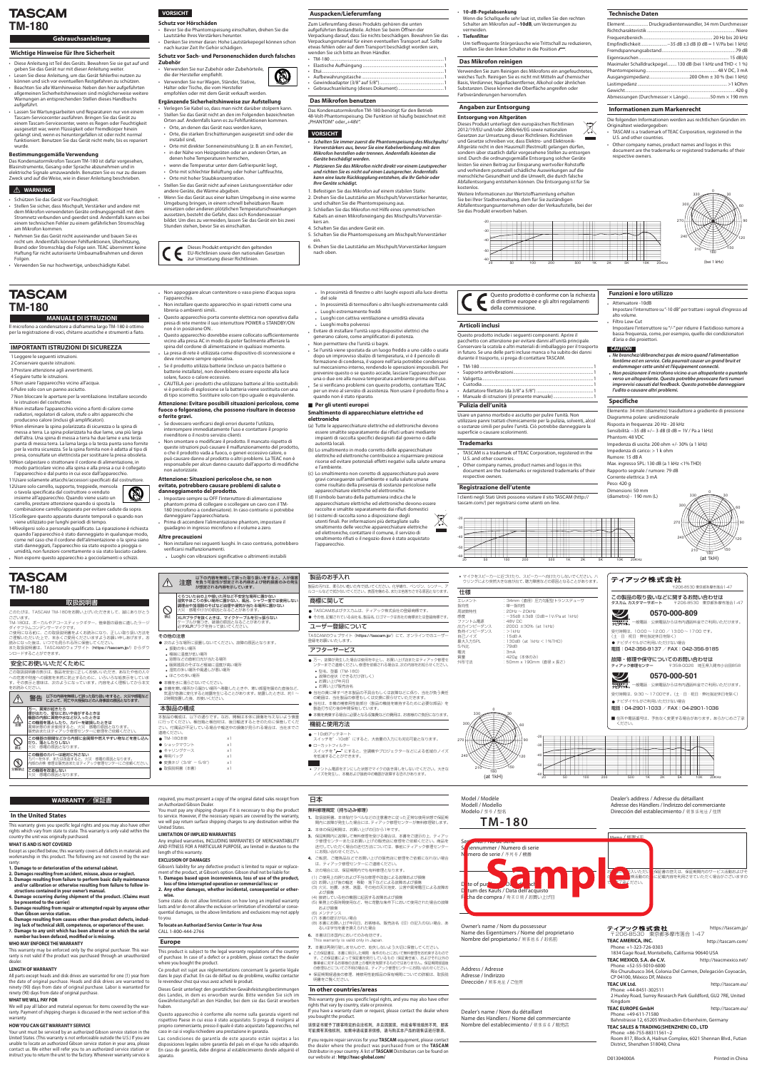# TASCAM TM-180

## Gebrauchsanleitung

### Wichtige Hinweise für Ihre Sicherheit

- Diese Anleitung ist Teil des Geräts. Bewahren Sie sie gut auf und geben Sie das Gerät nur mit dieser Anleitung weiter.
- Lesen Sie diese Anleitung, um das Gerät fehlerfrei nutzen zu können und sich vor eventuellen Restgefahren zu schützen.
- Beachten Sie alle Warnhinweise. Neben den hier aufgeführten allgemeinen Sicherheitshinweisen sind möglicherweise weitere Warnungen an entsprechenden Stellen dieses Handbuchs aufgeführt.
- Lassen Sie Wartungsarbeiten und Reparaturen nur von einem Tascam-Servicecenter ausführen. Bringen Sie das Gerät zu einem Tascam-Servicecenter, wenn es Regen oder Feuchtigkeit ausgesetzt war, wenn Flüssigkeit oder Fremdkörper hinein gelangt sind, wenn es heruntergefallen ist oder nicht normal funktioniert. Benutzen Sie das Gerät nicht mehr, bis es repariert wurde.

### Bestimmungsgemäße Verwendung

Das Kondensatormikrofon Tascam TM-180 ist dafür vorgesehen, Blasinstrumente, Gesang oder Sprache aufzunehmen und in elektrische Signale umzuwandeln. Benutzen Sie es nur zu diesem Zweck und auf die Weise, wie in dieser Anleitung beschrieben.

### ⚠ WARNUNG

- Schützen Sie das Gerät vor Feuchtigkeit.
- Stellen Sie sicher, dass Mischpult, Verstärker und andere mit dem Mikrofon verwendeten Geräte ordnungsgemäß mit dem Stromnetz verbunden und geerdet sind. Andernfalls kann es bei einem technischen Fehler zu einem gefährlichen Stromschlag am Mikrofon kommen.
- Nehmen Sie das Gerät nicht auseinander und bauen Sie es nicht um. Andernfalls können Fehlfunktionen, Überhitzung, Brand oder Stromschlag die Folge sein. TEAC übernimmt keine Haftung für nicht autorisierte Umbaumaßnahmen und deren Folgen.
- Verwenden Sie nur hochwertige, unbeschädigte Kabel.

### VORSICHT

#### Schutz vor Hörschäden

- Bevor Sie die Phantomspeisung einschalten, drehen Sie die Lautstärke Ihres Verstärkers herunter.
- Denken Sie immer daran: Hohe Lautstärkepegel können schon nach kurzer Zeit Ihr Gehör schädigen.

#### Schutz vor Sach- und Personenschäden durch falsches Zubehör

- Verwenden Sie nur Zubehör oder Zubehörteile, die der Hersteller empfiehlt.
- Verwenden Sie nur Wagen, Ständer, Stative, Halter oder Tische, die vom Hersteller empfohlen oder mit dem Gerät verkauft werden.

#### Ergänzende Sicherheitshinweise zur Aufstellung

- Verlegen Sie Kabel so, dass man nicht darüber stolpern kann.
- Stellen Sie das Gerät nicht an den im Folgenden bezeichneten Orten auf. Andernfalls kann es zu Fehlfunktionen kommen.
  - Orte, an denen das Gerät nass werden kann,
  - Orte, die starken Erschütterungen ausgesetzt sind oder die instabil sind,
  - Orte mit direkter Sonneneinstrahlung (z. B. an ein Fenster),
  - in der Nähe von Heizgeräten oder an anderen Orten, an denen hohe Temperaturen herrschen,
  - wenn die Temperatur unter dem Gefrierpunkt liegt,
  - Orte mit schlechter Belüftung oder hoher Luftfeuchte,
  - Orte mit hoher Staubkonzentration.
- Stellen Sie das Gerät nicht auf einen Leistungsverstärker oder andere Geräte, die Wärme abgeben.
- Wenn Sie das Gerät aus einer kalten Umgebung in eine warme Umgebung bringen, in einem schnell beheizbaren Raum einsetzen oder anderen plötzlichen Temperaturschwankungen aussetzen, besteht die Gefahr, dass sich Kondenswasser bildet. Um dies zu vermeiden, lassen Sie das Gerät ein bis zwei Stunden stehen, bevor Sie es einschalten.

Dieses Produkt entspricht den geltenden EU-Richtlinien sowie den nationalen Gesetzen zur Umsetzung dieser Richtlinien.

### Auspacken/Lieferumfang

Zum Lieferumfang dieses Produkts gehören die unten aufgeführten Bestandteile. Achten Sie beim Öffnen der Verpackung darauf, dass Sie nichts beschädigen. Bewahren Sie das Verpackungsmaterial für einen eventuellen Transport auf. Sollte etwas fehlen oder auf dem Transport beschädigt worden sein, wenden Sie sich bitte an Ihren Händler.

- TM-180 .......... 1
- Elastische Aufhängung .......... 1
- Etui .......... 1
- Aufbewahrungstasche .......... 1
- Gewindeadapter (3/8" auf 5/8") .......... 1
- Gebrauchsanleitung (dieses Dokument) .......... 1

### Das Mikrofon benutzen

Das Kondensatormikrofon TM-180 benötigt für den Betrieb 48-Volt-Phantomspeisung. Die Funktion ist häufig bezeichnet mit „PHANTOM" oder „+48V".

### VORSICHT

- *Schalten Sie immer zuerst die Phantomspeisung des Mischpults/Vorverstärkers aus, bevor Sie eine Kabelverbindung mit dem Mikrofon herstellen oder trennen. Andernfalls könnten die Geräte beschädigt werden.*
- *Platzieren Sie das Mikrofon nicht direkt vor einem Lautsprecher und richten Sie es nicht auf einen Lautsprecher. Andernfalls kann eine laute Rückkopplung entstehen, die Ihr Gehör oder Ihre Geräte schädigt.*

1. Befestigen Sie das Mikrofon auf einem stabilen Stativ.
2. Drehen Sie die Lautstärke am Mischpult/Vorverstärker herunter, und schalten Sie die Phantomspeisung aus.
3. Schließen Sie das Mikrofon mit Hilfe eines symmetrischen Kabels an einen Mikrofoneingang des Mischpults/Vorverstärkers an.
4. Schalten Sie das andere Gerät ein.
5. Schalten Sie die Phantomspeisung am Mischpult/Vorverstärker ein.
6. Drehen Sie die Lautstärke am Mischpult/Vorverstärker *langsam* nach oben.

- **10-dB-Pegelabsenkung**
  Wenn die Schallquelle sehr laut ist, stellen Sie den rechten Schalter am Mikrofon auf **–10dB**, um Verzerrungen zu vermeiden.
- **Tiefenfilter**
  Um tieffrequente Störgeräusche wie Trittschall zu reduzieren, stellen Sie den linken Schalter in die Position ⌐.

### Das Mikrofon reinigen

Verwenden Sie zum Reinigen des Mikrofons ein angefeuchtetes, weiches Tuch. Reinigen Sie es nicht mit Mitteln auf chemischer Basis, Verdünner, Nagellackentferner, Alkohol oder ähnlichen Substanzen. Diese können die Oberfläche angreifen oder Farbveränderungen hervorrufen.

### Angaben zur Entsorgung

#### Entsorgung von Altgeräten

Dieses Produkt unterliegt den europäischen Richtlinien 2012/19/EU und 2006/66/EG sowie nationalen Gesetzen zur Umsetzung dieser Richtlinien. Richtlinien und Gesetze schreiben vor, dass Elektro- und Elektronik-Altgeräte nicht in den Hausmüll (Restmüll) gelangen dürfen, sondern über staatlich dafür vorgesehene Stellen zu entsorgen sind. Durch die ordnungsgemäße Entsorgung solcher Geräte leisten Sie einen Beitrag zur Einsparung wertvoller Rohstoffe und verhindern potenziell schädliche Auswirkungen auf die menschliche Gesundheit und die Umwelt, die durch falsche Abfallentsorgung entstehen können. Die Entsorgung ist für Sie kostenlos.

Weitere Informationen zur Wertstoffsammlung erhalten Sie bei Ihrer Stadtverwaltung, dem für Sie zuständigen Abfallentsorgungsunternehmen oder der Verkaufsstelle, bei der Sie das Produkt erworben haben.

-10 -20 -30 -40 -50 -60
20 50 100 200 500 1K 2K 5K 10K 20kHz

### Technische Daten

- Element .......... Druckgradientenwandler, 34 mm Durchmesser
- Richtcharakteristik .......... Niere
- Frequenzbereich .......... 20 Hz bis 20 kHz
- Empfindlichkeit .......... –35 dB ±3 dB (0 dB = 1 V/Pa bei 1 kHz)
- Fremdspannungsabstand .......... 79 dB
- Eigenrauschen .......... 15 dB(A)
- Maximaler Schalldruckpegel .......... 130 dB (bei 1 kHz und THD < 1 %)
- Phantomspeisung .......... 48 V DC, 3 mA
- Ausgangsimpedanz .......... 200 Ohm ± 30 % (bei 1 kHz)
- Lastimpedanz .......... >1 kOhm
- Gewicht .......... 420 g
- Abmessungen (Durchmesser × Länge) .......... 50 mm × 190 mm

### Informationen zum Markenrecht

Die folgenden Informationen werden aus rechtlichen Gründen im Originaltext wiedergegeben:

- TASCAM is a trademark of TEAC Corporation, registered in the U.S. and other countries.
- Other company names, product names and logos in this document are the trademarks or registered trademarks of their respective owners.

0 330 30 300 60 270 90 240 120 210 180 150
(bei 1 kHz)

---

# TASCAM TM-180

## MANUALE DI ISTRUZIONI

Il microfono a condensatore a diaframma largo TM-180 è ottimo per la registrazione di voci, chitarre acustiche e strumenti a fiato.

### IMPORTANTI ISTRUZIONI DI SICUREZZA

1. Leggere le seguenti istruzioni.
2. Conservare queste istruzioni.
3. Prestare attenzione agli avvertimenti.
4. Seguire tutte le istruzioni.
5. Non usare l'apparecchio vicino all'acqua.
6. Pulire solo con un panno asciutto.
7. Non bloccare le aperture per la ventilazione. Installare secondo le istruzioni del costruttore.
8. Non installare l'apparecchio vicino a fonti di calore come radiatori, regolatori di calore, stufe o altri apparecchi che producono calore (inclusi gli amplificatori).
9. Non eliminare la spina polarizzata di sicurezza o la spina di messa a terra. La spina polarizzata ha due lame, una più larga dell'altra. Una spina di messa a terra ha due lame e una terza punta di messa terra. La lama larga o la terza punta sono fornite per la vostra sicurezza. Se la spina fornita non è adatta al tipo di presa, consultare un elettricista per sostituire la presa obsoleta.
10. Non calpestare o strattonare il cordone di alimentazione, in modo particolare vicino alla spina e alla presa a cui è collegato l'apparecchio e dal punto in cui esce dall'apparecchio.
11. Usare solamente attacchi/accessori specificati dal costruttore.
12. Usare solo carrello, supporto, treppiede, mensola o tavola specificata dal costruttore o venduto insieme all'apparecchio. Quando viene usato un carrello, prestare attenzione quando si sposta la combinazione carrello/apparato per evitare cadute da sopra.
13. Scollegare questo apparato durante temporali o quando non viene utilizzato per lunghi periodi di tempo.
14. Rivolgersi solo a personale qualificato. La riparazione è richiesta quando l'apparecchio è stato danneggiato in qualunque modo, come nel caso che il cordone dell'alimentazione o la spina siano stati danneggiati, l'apparecchio sia stato esposto a pioggia o umidità, non funzioni correttamente o sia stato lasciato cadere.

- Non esporre questo apparecchio a gocciolamenti o schizzi.
- Non appoggiare alcun contenitore o vaso pieno d'acqua sopra l'apparecchio.
- Non installare questo apparecchio in spazi ristretti come una libreria o ambienti simili.
- Questo apparecchio porta corrente elettrica non operativa dalla presa di rete mentre il suo interruttore POWER o STANDBY/ON non è in posizione ON.
- Questo apparecchio dovrebbe essere collocato sufficientemente vicino alla presa AC in modo da poter facilmente afferrare la spina del cordone di alimentazione in qualsiasi momento.
- La presa di rete è utilizzata come dispositivo di sconnessione e deve rimanere sempre operativa.
- Se il prodotto utilizza batterie (incluso un pacco batterie o batterie installate), non dovrebbero essere esposte alla luce solare, fuoco o calore eccessivo.
- CAUTELA per i prodotti che utilizzano batterie al litio sostituibili: vi è pericolo di esplosione se la batteria viene sostituita con una di tipo scorretto. Sostituire solo con tipo uguale o equivalente.

#### Attenzione: Evitare possibili situazioni pericolose, come fuoco o folgorazione, che possono risultare in decesso o ferite gravi.

- Se dovessero verificarsi degli errori durante l'utilizzo, interrompere immediatamente l'uso e contattare il proprio rivenditore o il nostro servizio clienti.
- Non smontare o modificare il prodotto. Il mancato rispetto di queste istruzioni può causare il malfunzionamento del prodotto, o che il prodotto vada a fuoco, o generi eccessivo calore, o può causare danno al prodotto o altri problemi. La TEAC non è responsabile per alcun danno causato dall'apporto di modifiche non autorizzate.

#### Attenzione: Situazioni pericolose che, se non evitate, potrebbero causare problemi di salute o danneggiamento del prodotto.

- Impostare sempre su OFF l'interruttore di alimentazione phantom prima di collegare o scollegare un cavo con il TM-180 (microfono a condensatore). In caso contrario si potrebbe danneggiare l'apparecchiatura.
- Prima di accendere l'alimentazione phantom, impostare il guadagno in ingresso microfono e il volume a zero.

#### Altre precauzioni

- Non installare nei seguenti luoghi. In caso contrario, potrebbero verificarsi malfunzionamenti.
  - Luoghi con vibrazioni significative o altrimenti instabili
  - In prossimità di finestre o altri luoghi esposti alla luce diretta del sole
  - In prossimità di termosifoni o altri luoghi estremamente caldi
  - Luoghi estremamente freddi
  - Luoghi con cattiva ventilazione o umidità elevata
  - Luoghi molto polverosi
- Evitare di installare l'unità sopra dispositivi elettrici che generano calore, come amplificatori di potenza.
- Non permettere che l'unità si bagni.
- Se l'unità viene spostata da un luogo freddo a uno caldo o usata dopo un improvviso sbalzo di temperatura, vi è il pericolo di formazione di condensa; il vapore nell'aria potrebbe condensarsi sul meccanismo interno, rendendo le operazioni impossibili. Per prevenire questo o se questo accade, lasciare l'apparecchio per una o due ore alla nuova temperatura ambiente prima dell'uso.
- Se si verificano problemi con questo prodotto, contattare TEAC per un invio al servizio di assistenza. Non usare il prodotto fino a quando non è stato riparato.

#### ■ Per gli utenti europei

##### Smaltimento di apparecchiature elettriche ed elettroniche

(a) Tutte le apparecchiature elettriche ed elettroniche devono essere smaltite separatamente dai rifiuti urbani mediante impianti di raccolta specifici designati dal governo o dalle autorità locali.

(b) Lo smaltimento in modo corretto delle apparecchiature elettriche ed elettroniche contribuisce a risparmiare preziose risorse ed evitare potenziali effetti negativi sulla salute umana e l'ambiente.

(c) Lo smaltimento non corretto di apparecchiature può avere gravi conseguenze sull'ambiente e sulla salute umana come risultato della presenza di sostanze pericolose nelle apparecchiature elettriche ed elettroniche.

(d) Il simbolo barrato della pattumiera indica che le apparecchiature elettriche ed elettroniche devono essere raccolte e smaltite separatamente dai rifiuti domestici.

(e) I sistemi di raccolta sono a disposizione degli utenti finali. Per informazioni più dettagliate sullo smaltimento delle vecchie apparecchiature elettriche ed elettroniche, contattare il comune, il servizio di smaltimento rifiuti o il negozio dove è stato acquistato l'apparecchio.

Questo prodotto è conforme con la richiesta di direttive europee e gli altri regolamenti della commissione.

### Articoli inclusi

Questo prodotto include i seguenti componenti. Aprire il pacchetto con attenzione per evitare danni all'unità principale. Conservare la scatola e altri materiali di imballaggio per il trasporto in futuro. Se una delle parti incluse manca o ha subito dei danni durante il trasporto, si prega di contattare TASCAM.

- TM-180 .......... 1
- Supporto antivibrazioni .......... 1
- Valigetta .......... 1
- Custodia .......... 1
- Adattatore filettato (da 3/8" a 5/8") .......... 1
- Manuale di istruzioni (il presente manuale) .......... 1

### Pulizia dell'unità

Usare un panno morbido e asciutto per pulire l'unità. Non utilizzare panni trattati chimicamente per la pulizia, solventi, alcol o sostanze simili per pulire l'unità. Ciò potrebbe danneggiare la superficie o causare scolorimenti.

### Trademarks

- TASCAM is a trademark of TEAC Corporation, registered in the U.S. and other countries.
- Other company names, product names and logos in this document are the trademarks or registered trademarks of their respective owners.

### Registrazione dell'utente

I clienti negli Stati Uniti possono visitare il sito TASCAM (http://tascam.com/) per registrarsi come utenti on-line.

-10 -20 -30 -40 -50 -60
20 50 100 200 500 1K 2K 5K 10K 20kHz

### Funzioni e loro utilizzo

- Attenuatore -10dB
  Impostare l'interruttore su "-10 dB" per trattare i segnali d'ingresso ad alto volume.
- Filtro Low-Cut
  Impostare l'interruttore su "⌐" per ridurre il fastidioso rumore a bassa frequenza, come per esempio, quello dei condizionatori d'aria o dei proiettori.

### CAUTELA

- *Ne branchez/débranchez pas de micro quand l'alimentation fantôme est en service. Cela pourrait causer un grand bruit et endommager l'unité et l'équipement connecté.*
- *Non posizionare il microfono vicino a un altoparlante o puntato verso un altoparlante. Questo potrebbe provocare forti rumori improvvisi causati dal feedback. Questo potrebbe danneggiare l'udito o causare altri problemi.*

### Specifiche

- Elemento: 34 mm (diametro) trasduttore a gradiente di pressione
- Diagramma polare: unidirezionale
- Risposta in frequenza: 20 Hz - 20 kHz
- Sensibilità: –35 dB +/– 3 dB (0 dB = 1V / Pa a 1kHz)
- Impedenza di uscita: 200 ohm +/- 30% (a 1 kHz)
- Impedenza di carico: > 1 k ohm
- Rumore: 15 dB A
- Max. ingresso SPL: 130 dB (a 1 kHz <1% THD)
- Rapporto segnale / rumore: 79 dB
- Corrente elettrica: 3 mA
- Peso: 420 g
- Dimensioni: 50 mm (diametro) - 190 mm (L)

0 330 30 300 60 270 90 240 120 210 180 150
(at 1kHz)

---

# TASCAM TM-180

## 取扱説明書

このたびは、TASCAM TM-180をお買い上げいただきまして、誠にありがとうございます。

TM-180は、ボーカルやアコースティックギター、管楽器の録音に適したラージダイヤフラムコンデンサーマイクです。

ご使用になる前に、この取扱説明書をよくお読みになり、正しい取り扱い方法をご理解いただいた上で、末永くご愛用くださいますようお願い申しあげます。お読みになった後は、いつでも見られる所に保管してください。

また取扱説明書は、TASCAMのウェブサイト（**https://tascam.jp/**）からダウンロードすることができます。

### 安全にお使いいただくために

この取扱説明書の表示は、製品を安全に正しくお使いいただき、あなたや他の人々への危害や財産への損害を未然に防止するために、いろいろな絵表示をしています。その表示と意味は、次のようになっています。内容をよく理解してから本文をお読みください。

| | |
|---|---|
| ⚠ 警告 | 以下の内容を無視して誤った取り扱いをすると、火災や感電などにより、死亡や大怪我などの人身事故の原因となります。 |

**万一、異常が起きたら**
煙が出たり、変なにおいや音がするときは
機器の内部に異物や水などが入ったときは
この機器を落としたり、カバーを破損したときは
異常状態のまま使用すると、火災・感電の原因となります。
販売店またはティアック修理センターに修理をご依頼ください。

**この機器の隙間などから内部に金属類や燃えやすい物などを差し込んだり、落としたりしない**
火災・感電の原因となります。

**この機器のカバーは絶対に外さない**
カバーを外すと、火災・感電の原因となります。
内部の点検・修理は販売店またはティアック修理センターにご依頼ください。

**この機器を改造しない**
火災・感電の原因となります。

| | |
|---|---|
| ⚠ 注意 | 以下の内容を無視して誤った取り扱いをすると、人が怪我を負う可能性や物的損害のみの発生が想定される内容を示しています。 |

**ぐらついた台の上や傾いた所など不安定な場所に置かない**
湿気やほこりの多い場所に置かない。風呂、シャワー室では使用しない
調理台や加湿器のそばなど油煙や湯気が当たる場所に置かない
火災・感電やけがの原因となることがあります。

**AUXプラグを抜くときは、マイクケーブルを引っ張らない**
ケーブルが傷つき、破損の原因となることがあります。
必ずAUXプラグを持って抜いてください。

#### その他の注意

- 次のような場所に設置しないでください。故障の原因となります。
  - 振動の多い場所
  - 極端に温度が高い場所
  - 窓際など直射日光が当たる場所
  - 暖房器具のそばなど極端に温度が高い場所
  - 湿気の多い場所や風通しが悪い場所
  - ほこりの多い場所
- 本機を水に濡らさないでください。
- 本機を寒い場所から暖かい場所へ移動したときや、寒い部屋を暖めた直後など、気温が急激に変化すると結露を生じることがあります。結露したときは、約1〜2時間放置してから、お使いください。

### 本製品の構成

本製品の構成は、以下の通りです。なお、開梱は本体に損傷を与えないよう慎重に行ってください。梱包箱と梱包材は、後日輸送するときのために保管しておいてください。付属品が不足している場合や輸送中の損傷が見られる場合は、当社までご連絡ください。

- TM-180本体 .......... ×1
- ショックマウント .......... ×1
- キャリングケース .......... ×1
- 専用バッグ .......... ×1
- 変換ネジ（3/8" → 5/8"） .......... ×1
- 取扱説明書（本書） .......... ×1

### 製品のお手入れ

製品の汚れは、柔らかい乾いた布で拭いてください。化学雑巾、ベンジン、シンナー、アルコールなどで拭かないでください。表面を傷める、または色落ちさせる原因となります。

### 商標に関して

- TASCAMはティアック株式会社の登録商標です。
- その他、記載されている会社名、製品名、ロゴマークは各社の商標または登録商標です。

### ユーザー登録について

TASCAMのウェブサイト（**https://tascam.jp/**）にて、オンラインでのユーザー登録をお願いいたします。

### アフターサービス

- 万一、故障が発生した場合は使用を中止し、お買い上げ店またはティアック修理センターまでご連絡ください。修理を依頼される場合は、次の内容をお知らせください。
  - 型名、型番（TM-180）
  - 故障の症状（できるだけ詳しく）
  - お買い上げ年月日
  - お買い上げ販売店名
- 当社の責に帰すべき本製品の不具合もしくは故障などに関し、当社が負う責任の範囲は、当社製品の修理もしくは交換に限らせていただきます。
- 当社は、本機の補修用性能部品（製品の機能を維持するために必要な部品）を製造打ち切り後8年保有しています。
- 本機を廃棄する場合に必要となる収集費などの費用は、お客様のご負担になります。

### 機能と使用方法

- －10dBアッテネート
  スイッチを「–10dB」にすると、大音量の入力にも対応可能となります。
- ローカットフィルター
  スイッチを「⌐」にすると、空調機やプロジェクターなどによる低域のノイズを低減することができます。

- ファントム電源をオンにした状態でマイクの抜き差しをしないでください。大きなノイズを発生し、本機および接続中の機器が故障する恐れがあります。
- マイクをスピーカーに近づけたり、スピーカーへ向けたりしないでください。ハウリングにより突然大きな音が出て、聴力障害などの原因となることがあります。

### 仕様

- エレメント：34mm（直径）圧力勾配型トランスデューサ
- 指向特性：単一指向性
- 周波数特性：20Hz～20kHz
- 感度：–35dB ±3dB（0dB＝1V/Pa at 1kHz）
- 電源：48V DC
- ファントム電源：200Ω ±30%（at 1kHz）
- 出力インピーダンス
- 負荷インピーダンス：＞1kHz
- 自己ノイズ：15dB A
- 最大入力SPL：130dB（at 1kHz ＜1%THD）
- S/N比：79dB
- 電流：3mA
- 質量：420g（本体のみ）
- 外形寸法：50mm × 190mm（直径 × 長さ）

0 330 30 300 60 270 90 240 120 210 180 150
(at 1kHz)

-10 -20 -30 -40 -50 -60
20 50 100 200 500 1K 2K 5K 10K 20kHz

### ティアック株式会社

〒206-8530 東京都多摩市落合1-47

#### この製品の取り扱いなどに関するお問い合わせは

タスカム カスタマーサポート 〒206-8530 東京都多摩市落合1-47

**0570-000-809**

一般電話・公衆電話からは市内通話料金でご利用いただけます。

受付時間は、10:00～12:00／13:00～17:00です。
（土・日・祝日・弊社指定休日を除く）

- ナビダイヤルがご利用いただけない場合
  電話：042-356-9137 ／ FAX：042-356-9185

#### 故障・修理や保守についてのお問い合わせは

ティアック修理センター 〒358-0026 埼玉県入間市小谷田858

**0570-000-501**

一般電話・公衆電話からは市内通話料金でご利用いただけます。

受付時間は、9:30～17:00です。（土・日・祝日・弊社指定休日を除く）

- ナビダイヤルがご利用いただけない場合
  電話：04-2901-1033 ／ FAX：04-2901-1036

■ 住所や電話番号は、予告なく変更する場合があります。あらかじめご了承ください。

---

## WARRANTY / 保証書

### In the United States

This warranty gives you specific legal rights and you may also have other rights which vary from state to state. This warranty is only valid within the country the unit was originally purchased.

#### WHAT IS AND IS NOT COVERED

Except as specified below, this warranty covers all defects in materials and workmanship in this product. The following are not covered by the warranty:

1. **Damage to or deterioration of the external cabinet.**
2. **Damages resulting from accident, misuse, abuse or neglect.**
3. **Damage resulting from failure to perform basic daily maintenance and/or calibration or otherwise resulting from failure to follow instructions contained in your owner's manual.**
4. **Damage occurring during shipment of the product. (Claims must be presented to the carrier)**
5. **Damage resulting from repair or attempted repair by anyone other than Gibson service station.**
6. **Damage resulting from causes other than product defects, including lack of technical skill, competence, or experience of the user.**
7. **Damage to any unit which has been altered or on which the serial number has been defaced, modified or is missing.**

#### WHO MAY ENFORCE THE WARRANTY

This warranty may be enforced only by the original purchaser. This warranty is not valid if the product was purchased through an unauthorized dealer.

#### LENGTH OF WARRANTY

All parts except heads and disk drives are warranted for one (1) year from the date of original purchase. Heads and disk drives are warranted to ninety (90) days from date of original purchase. Labor is warranted for ninety (90) days from date of original purchase.

#### WHAT WE WILL PAY FOR

We will pay all labor and material expenses for items covered by the warranty. Payment of shipping charges is discussed in the next section of this warranty.

#### HOW YOU CAN GET WARRANTY SERVICE

Your unit must be serviced by an authorized Gibson service station in the United States. (This warranty is not enforceable outside the U.S.) If you are unable to locate an authorized Gibson service station in your area, please contact us. We either will refer you to an authorized service station or instruct you to return the unit to the factory. Whenever warranty service is required, you must present a copy of the original dated sales receipt from an Authorized Gibson Dealer.

You must pay any shipping charges if it is necessary to ship the product to service. However, if the necessary repairs are covered by the warranty, we will pay return surface shipping charges to any destination within the United States.

#### LIMITATION OF IMPLIED WARRANTIES

Any implied warranties, INCLUDING WARRANTIES OF MERCHANTABILITY AND FITNESS FOR A PARTICULAR PURPOSE, are limited in duration to the length of this warranty.

#### EXCLUSION OF DAMAGES

Gibson's liability for any defective product is limited to repair or replacement of the product, at Gibson's option. Gibson shall not be liable for:

1. **Damages based upon inconvenience, loss of use of the product, loss of time interrupted operation or commercial loss; or**
2. **Any other damages, whether incidental, consequential or otherwise.**

Some states do not allow limitations on how long an implied warranty lasts and/or do not allow the exclusion or limitation of incidental or consequential damages, so the above limitations and exclusions may not apply to you.

#### To locate an Authorized Service Center in Your Area

CALL 1-800-444-2766

### Europe

This product is subject to the legal warranty regulations of the country of purchase. In case of a defect or a problem, please contact the dealer where you bought the product.

Ce produit est sujet aux réglementations concernant la garantie légale dans le pays d'achat. En cas de défaut ou de problème, veuillez contacter le revendeur chez qui vous avez acheté le produit.

Dieses Gerät unterliegt den gesetzlichen Gewährleistungsbestimmungen des Landes, in dem es erworben wurde. Bitte wenden Sie sich im Gewährleistungsfall an den Händler, bei dem sie das Gerät erworben haben.

Questo apparecchio è conforme alle norme sulla garanzia vigenti nel rispettivo Paese in cui esso è stato acquistato. Si prega di rivolgersi al proprio commerciante, presso il quale è stato acquistato l'apparecchio, nel caso in cui si voglia richiedere una prestazione in garanzia.

Las condiciones de garantía de este aparato están sujetas a las disposiciones legales sobre garantía del país en el que ha sido adquirido. En caso de garantía, debe dirigirse al establecimiento donde adquirió el aparato.

### 日本

#### 無料修理規定（持ち込み修理）

1. 取扱説明書、本体貼付ラベルなどの注意書きに従った正常な使用状態で保証期間内に故障が発生した場合には、ティアック修理センターが無料修理致します。
2. 本保証書は日本国内においてのみ有効です。
3. 保証期間内に故障して無料修理を受ける場合は、本書をご提示の上、ティアック修理センターまたはお買い上げの販売店に修理をご依頼ください。商品を送付していただく場合の送付方法については、事前にティアック修理センターにお問い合わせください。
4. ご転居、ご贈答品などでお買い上げの販売店に修理をご依頼になれない場合は、ティアック修理センターにご連絡ください。
5. 次の場合には、保証期間内でも有料修理となります。
   (1) ご使用上の誤りおよび不当な修理や改造による故障および損傷
   (2) お買い上げ後の輸送、移動、落下などによる故障および損傷
   (3) 火災、地震、水害、落雷、その他の天災地変、公害や異常電圧による故障および損傷
   (4) 接続している他の機器に起因する故障および損傷
   (5) 業務上の長時間使用など、特に苛酷な条件下において使用された場合の故障および損傷
   (6) メンテナンス
   (7) 本書の提示がない場合
   (8) 本書にお買い上げ年月日、お客様名、販売店名（印）の記入のない場合、あるいは字句を書き換えられた場合
6. 本書は日本国内においてのみ有効です。
   This warranty is valid only in Japan.
7. 本書は再発行致しませんので、紛失しないよう大切に保管してください。
8. この保証書は、本書に明示した期間、条件のもとにおいて無料修理をお約束するものです。この保証書によってお客様の法律上の権利を制限するものではありません。保証期間経過後の修理などについてご不明の場合は、ティアック修理センターにお問い合わせください。
   - 保証期間経過後の修理、補修用性能部品の保有期間についての詳細は、取扱説明書をご覧ください。

### In other countries/areas

This warranty gives you specific legal rights, and you may also have other rights that vary by country, state or province.

If you have a warranty claim or request, please contact the dealer where you bought the product.

該保證卡提供給客戶特定的法律權利，並且用戶也可能根據國家、州或省份而享有其他權利。若要申請或要求保修，請與您購買該產品的銷售店進行聯繫。

If you require repair services for your **TASCAM** equipment, please contact the dealer where the product was purchased from or the **TASCAM** Distributor in your country. A list of **TASCAM** Distributors can be found on our website at: **http://teac-global.com/**

Model / Modèle
Modell / Modello
Modelo / 型号 / 型名

**TM-180**

Serial No. / No de série
Seriennummer / Numero di serie
Número de serie / 序列号 / 機番

Date of purchase / Date d'achat
Kaufdatum / Data dell'acquisto
Fecha de compra / 购买日期 / お買い上げ日

**Sample**

Owner's name / Nom du possesseur
Name des Eigentümers / Nome del proprietario
Nombre del propietario / 用户名 / お名前

Address / Adresse
Adresse / Indirizzo
Dirección / 地址 / ご住所

Dealer's name / Nom du détaillant
Name des Händlers / Nome del commerciante
Nombre del establecimiento / 销售商名 / 販売店

Dealer's address / Adresse du détaillant
Adresse des Händlers / Indirizzo del commerciante
Dirección del establecimiento / 销售商地址 / 住所

Memo / 備考欄

お客様にご記入いただいた保証書の控えは、保証期間内のサービス活動およびその後の安全点検活動のために記載内容を利用させていただく場合がございますので、ご了承ください。

**ティアック株式会社** https://tascam.jp/
〒206-8530 東京都多摩市落合1-47

**TEAC AMERICA, INC.** http://tascam.com/
Phone: +1-323-726-0303
1834 Gage Road, Montebello, California 90640 USA

**TEAC MEXICO, S.A. de C.V.** http://teacmexico.net/
Phone: +52-55-5010-6000
Río Churubusco 364, Colonia Del Carmen, Delegación Coyoacán, CP 04100, México DF, México

**TEAC UK Ltd.** http://tascam.eu/
Phone: +44-8451-302511
2 Huxley Road, Surrey Research Park Guildford, GU2 7RE, United Kingdom

**TEAC EUROPE GmbH** http://tascam.eu/
Phone: +49-611-71580
Bahnstrasse 12, 65205 Wiesbaden-Erbenheim, Germany

**TEAC SALES & TRADING(SHENZHEN) CO., LTD**
Phone: +86-755-88311561~2
Room 817, Block A, Hailrun Complex, 6021 Shennan Blvd., Futian District, Shenzhen 518040, China

D01304000A Printed in China